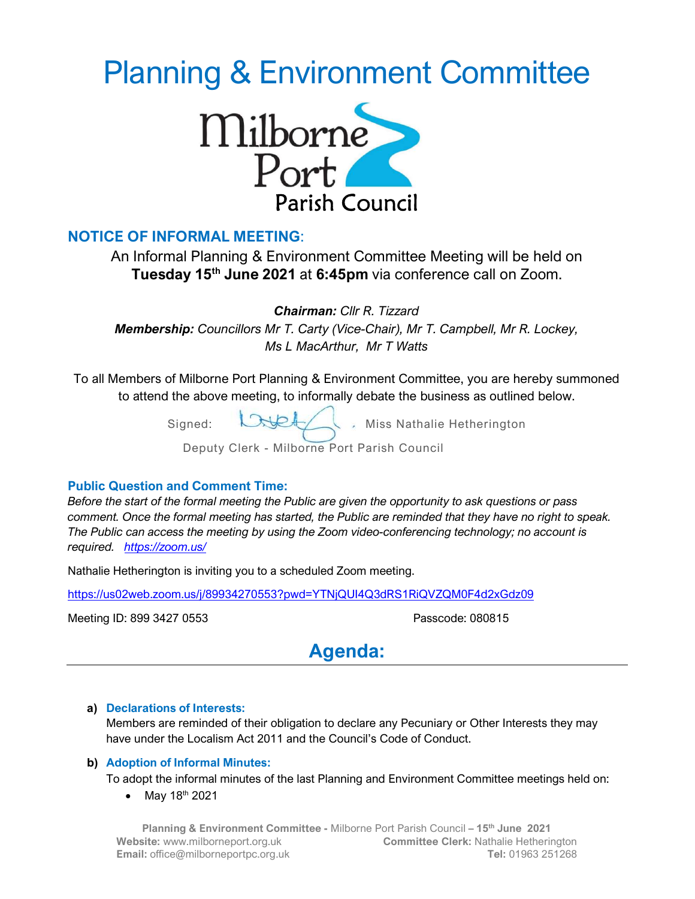# Planning & Environment Committee

Milborne Port Parish Council

## NOTICE OF INFORMAL MEETING:

An Informal Planning & Environment Committee Meeting will be held on **Tuesday 15th June 2021** at **6:45pm** via conference call on Zoom.

***Chairman:*** *Cllr R. Tizzard*

***Membership:*** *Councillors Mr T. Carty (Vice-Chair), Mr T. Campbell, Mr R. Lockey, Ms L MacArthur, Mr T Watts*

To all Members of Milborne Port Planning & Environment Committee, you are hereby summoned to attend the above meeting, to informally debate the business as outlined below.

Signed: , Miss Nathalie Hetherington

Deputy Clerk - Milborne Port Parish Council

### Public Question and Comment Time:

*Before the start of the formal meeting the Public are given the opportunity to ask questions or pass comment. Once the formal meeting has started, the Public are reminded that they have no right to speak. The Public can access the meeting by using the Zoom video-conferencing technology; no account is required. https://zoom.us/*

Nathalie Hetherington is inviting you to a scheduled Zoom meeting.

https://us02web.zoom.us/j/89934270553?pwd=YTNjQUI4Q3dRS1RiQVZQM0F4d2xGdz09

Meeting ID: 899 3427 0553 Passcode: 080815

## Agenda:

**a) Declarations of Interests:**

Members are reminded of their obligation to declare any Pecuniary or Other Interests they may have under the Localism Act 2011 and the Council's Code of Conduct.

**b) Adoption of Informal Minutes:**

To adopt the informal minutes of the last Planning and Environment Committee meetings held on:

- May 18th 2021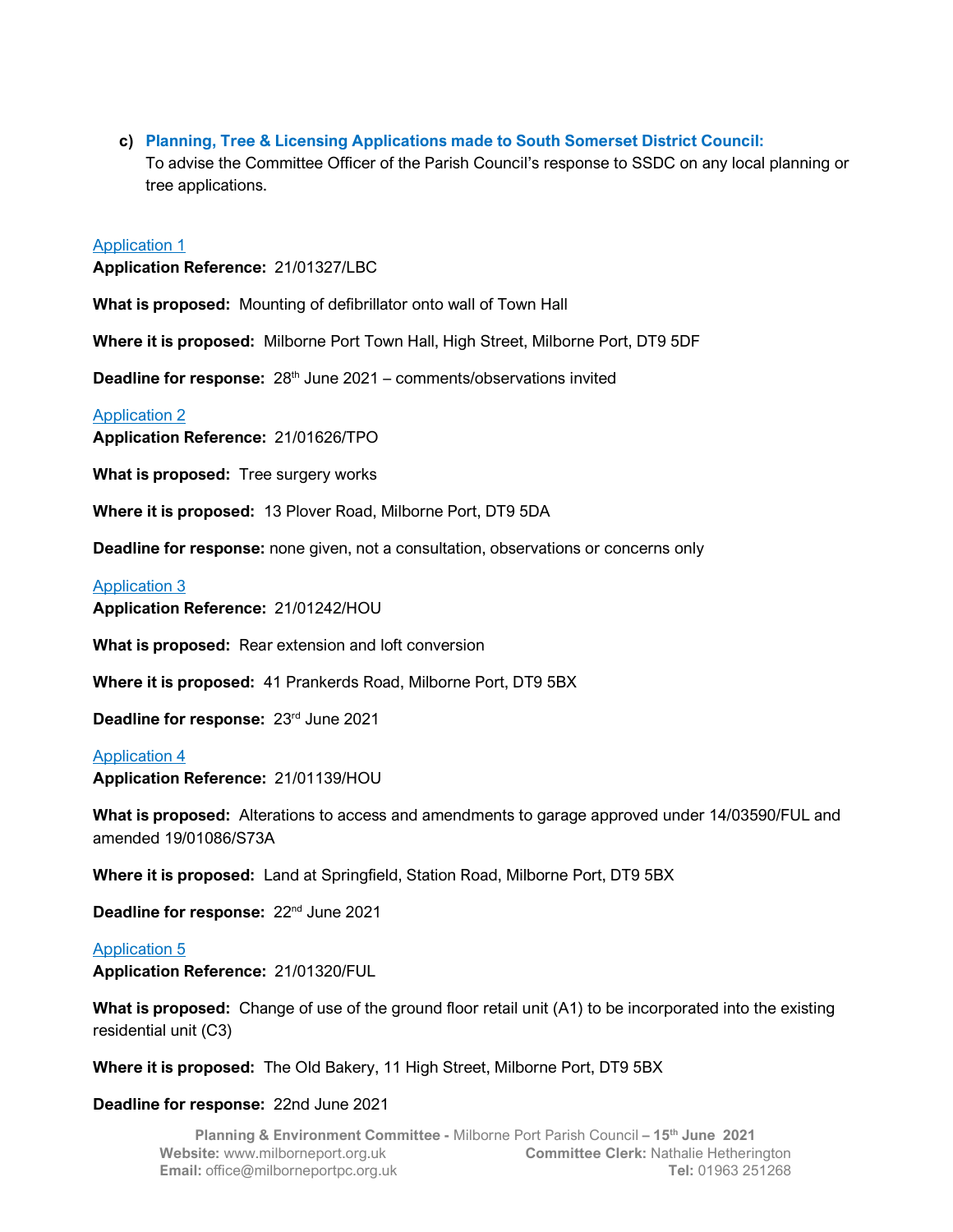**c) Planning, Tree & Licensing Applications made to South Somerset District Council:**
To advise the Committee Officer of the Parish Council's response to SSDC on any local planning or tree applications.

Application 1
**Application Reference:** 21/01327/LBC

**What is proposed:** Mounting of defibrillator onto wall of Town Hall

**Where it is proposed:** Milborne Port Town Hall, High Street, Milborne Port, DT9 5DF

**Deadline for response:** 28th June 2021 – comments/observations invited

Application 2
**Application Reference:** 21/01626/TPO

**What is proposed:** Tree surgery works

**Where it is proposed:** 13 Plover Road, Milborne Port, DT9 5DA

**Deadline for response:** none given, not a consultation, observations or concerns only

Application 3
**Application Reference:** 21/01242/HOU

**What is proposed:** Rear extension and loft conversion

**Where it is proposed:** 41 Prankerds Road, Milborne Port, DT9 5BX

**Deadline for response:** 23rd June 2021

Application 4
**Application Reference:** 21/01139/HOU

**What is proposed:** Alterations to access and amendments to garage approved under 14/03590/FUL and amended 19/01086/S73A

**Where it is proposed:** Land at Springfield, Station Road, Milborne Port, DT9 5BX

**Deadline for response:** 22nd June 2021

Application 5
**Application Reference:** 21/01320/FUL

**What is proposed:** Change of use of the ground floor retail unit (A1) to be incorporated into the existing residential unit (C3)

**Where it is proposed:** The Old Bakery, 11 High Street, Milborne Port, DT9 5BX

**Deadline for response:** 22nd June 2021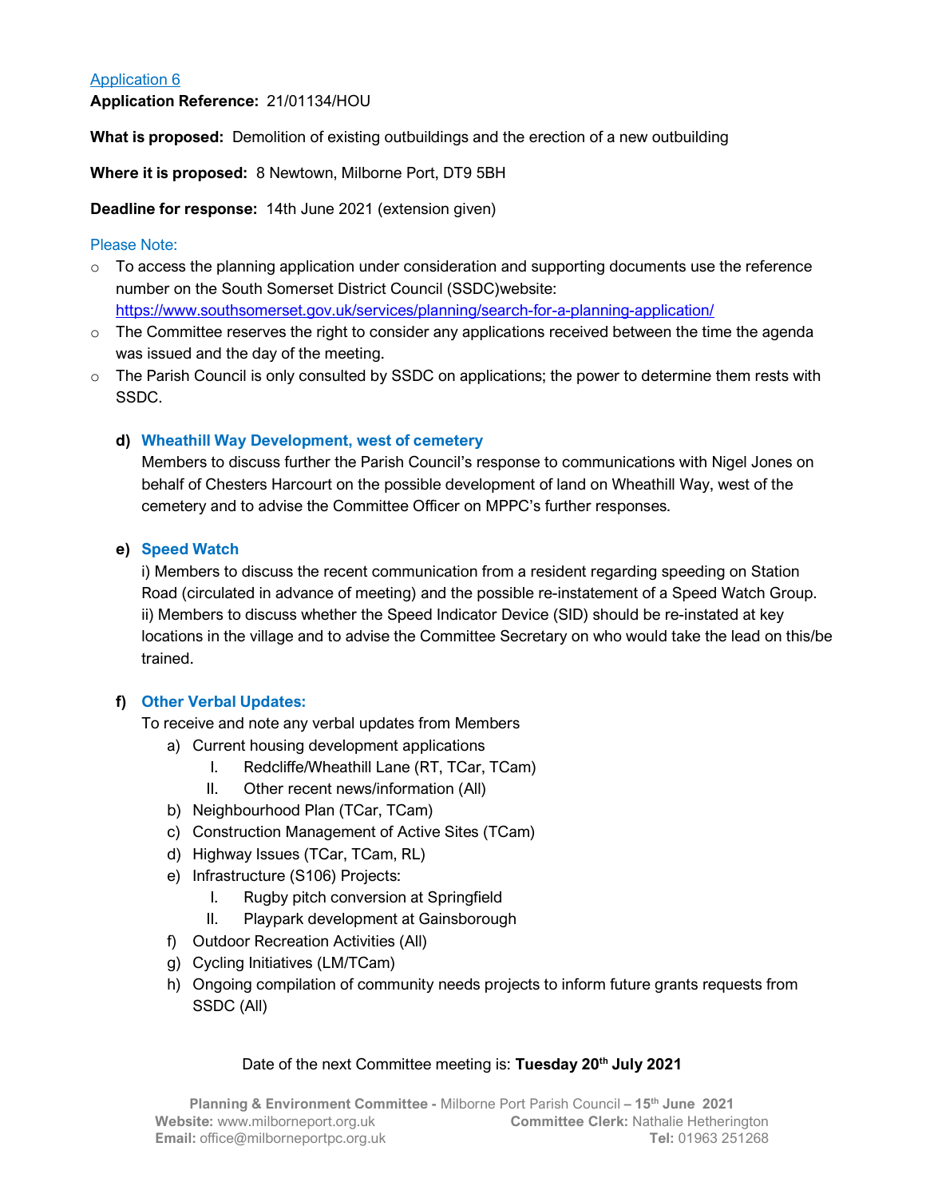[Application 6](#)

**Application Reference:** 21/01134/HOU

**What is proposed:** Demolition of existing outbuildings and the erection of a new outbuilding

**Where it is proposed:** 8 Newtown, Milborne Port, DT9 5BH

**Deadline for response:** 14th June 2021 (extension given)

Please Note:

- To access the planning application under consideration and supporting documents use the reference number on the South Somerset District Council (SSDC)website: https://www.southsomerset.gov.uk/services/planning/search-for-a-planning-application/
- The Committee reserves the right to consider any applications received between the time the agenda was issued and the day of the meeting.
- The Parish Council is only consulted by SSDC on applications; the power to determine them rests with SSDC.

**d) Wheathill Way Development, west of cemetery**

Members to discuss further the Parish Council's response to communications with Nigel Jones on behalf of Chesters Harcourt on the possible development of land on Wheathill Way, west of the cemetery and to advise the Committee Officer on MPPC's further responses.

**e) Speed Watch**

i) Members to discuss the recent communication from a resident regarding speeding on Station Road (circulated in advance of meeting) and the possible re-instatement of a Speed Watch Group.
ii) Members to discuss whether the Speed Indicator Device (SID) should be re-instated at key locations in the village and to advise the Committee Secretary on who would take the lead on this/be trained.

**f) Other Verbal Updates:**

To receive and note any verbal updates from Members

a) Current housing development applications
    I. Redcliffe/Wheathill Lane (RT, TCar, TCam)
    II. Other recent news/information (All)
b) Neighbourhood Plan (TCar, TCam)
c) Construction Management of Active Sites (TCam)
d) Highway Issues (TCar, TCam, RL)
e) Infrastructure (S106) Projects:
    I. Rugby pitch conversion at Springfield
    II. Playpark development at Gainsborough
f) Outdoor Recreation Activities (All)
g) Cycling Initiatives (LM/TCam)
h) Ongoing compilation of community needs projects to inform future grants requests from SSDC (All)

Date of the next Committee meeting is: **Tuesday 20th July 2021**